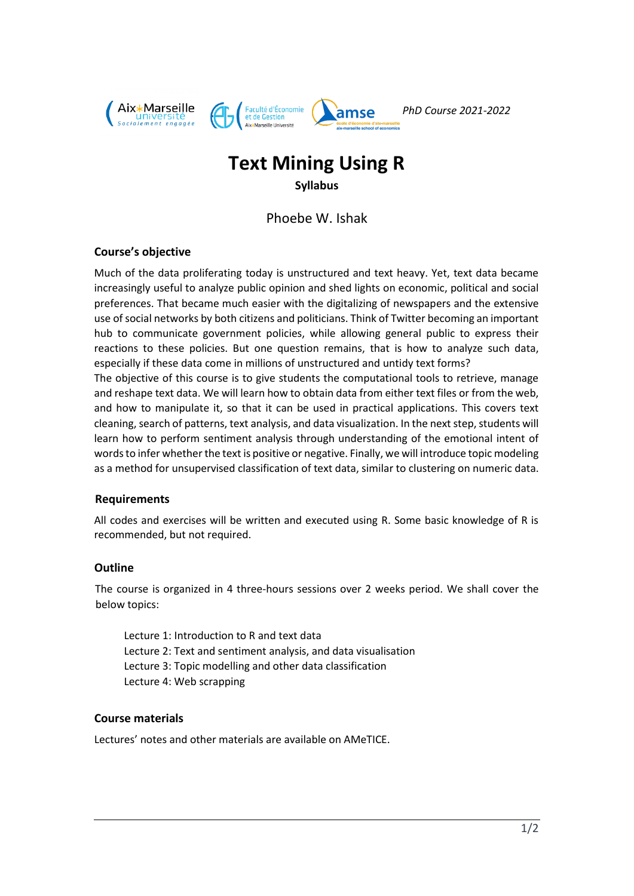*PhD Course 2021-2022*

# Text Mining Using R

**Syllabus**

Phoebe W. Ishak

## Course's objective

Much of the data proliferating today is unstructured and text heavy. Yet, text data became increasingly useful to analyze public opinion and shed lights on economic, political and social preferences. That became much easier with the digitalizing of newspapers and the extensive use of social networks by both citizens and politicians. Think of Twitter becoming an important hub to communicate government policies, while allowing general public to express their reactions to these policies. But one question remains, that is how to analyze such data, especially if these data come in millions of unstructured and untidy text forms?

The objective of this course is to give students the computational tools to retrieve, manage and reshape text data. We will learn how to obtain data from either text files or from the web, and how to manipulate it, so that it can be used in practical applications. This covers text cleaning, search of patterns, text analysis, and data visualization. In the next step, students will learn how to perform sentiment analysis through understanding of the emotional intent of words to infer whether the text is positive or negative. Finally, we will introduce topic modeling as a method for unsupervised classification of text data, similar to clustering on numeric data.

## Requirements

All codes and exercises will be written and executed using R. Some basic knowledge of R is recommended, but not required.

## Outline

The course is organized in 4 three-hours sessions over 2 weeks period. We shall cover the below topics:

Lecture 1: Introduction to R and text data
Lecture 2: Text and sentiment analysis, and data visualisation
Lecture 3: Topic modelling and other data classification
Lecture 4: Web scrapping

## Course materials

Lectures' notes and other materials are available on AMeTICE.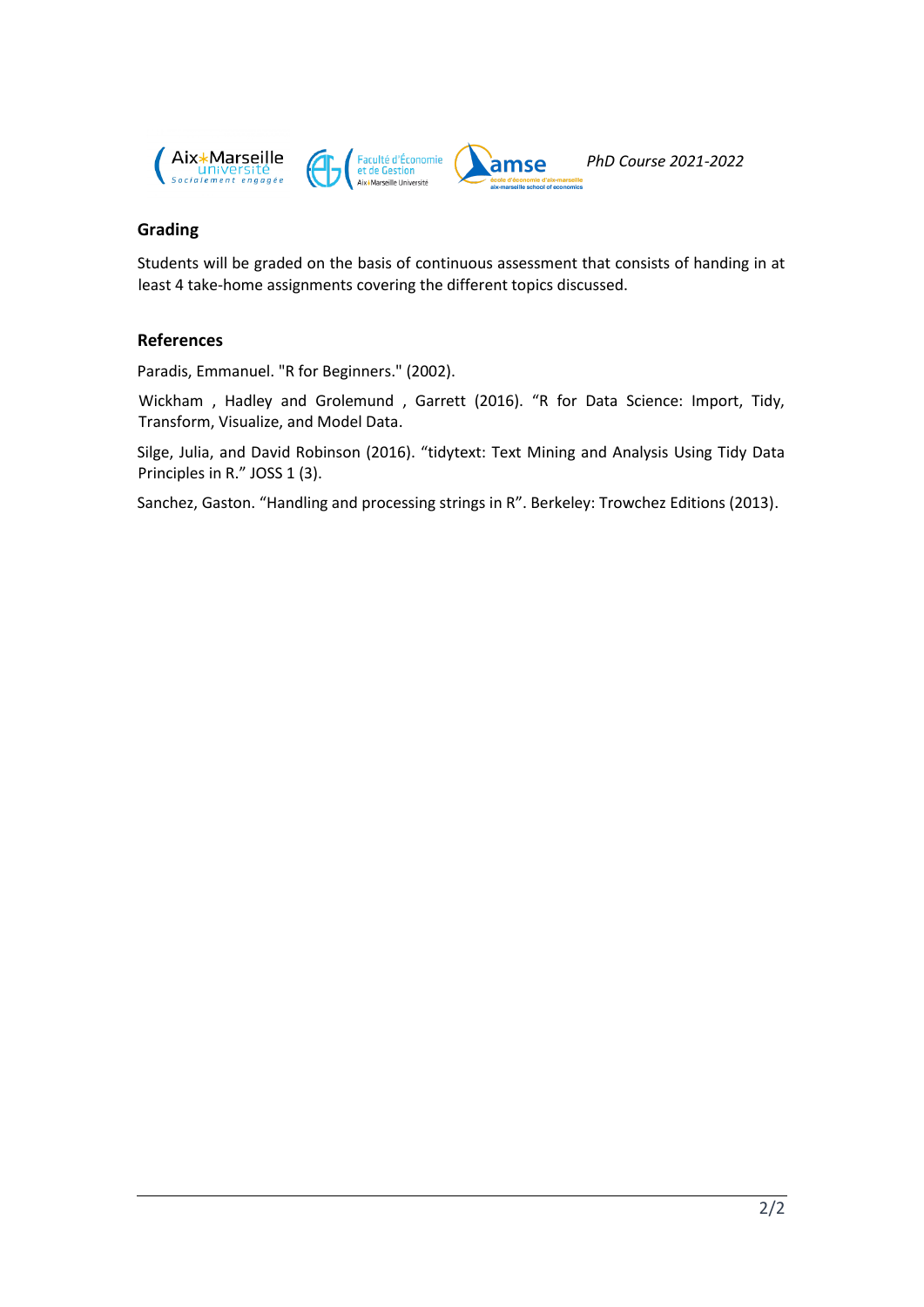## Grading

Students will be graded on the basis of continuous assessment that consists of handing in at least 4 take-home assignments covering the different topics discussed.

## References

Paradis, Emmanuel. "R for Beginners." (2002).

Wickham , Hadley and Grolemund , Garrett (2016). “R for Data Science: Import, Tidy, Transform, Visualize, and Model Data.

Silge, Julia, and David Robinson (2016). “tidytext: Text Mining and Analysis Using Tidy Data Principles in R.” JOSS 1 (3).

Sanchez, Gaston. “Handling and processing strings in R”. Berkeley: Trowchez Editions (2013).